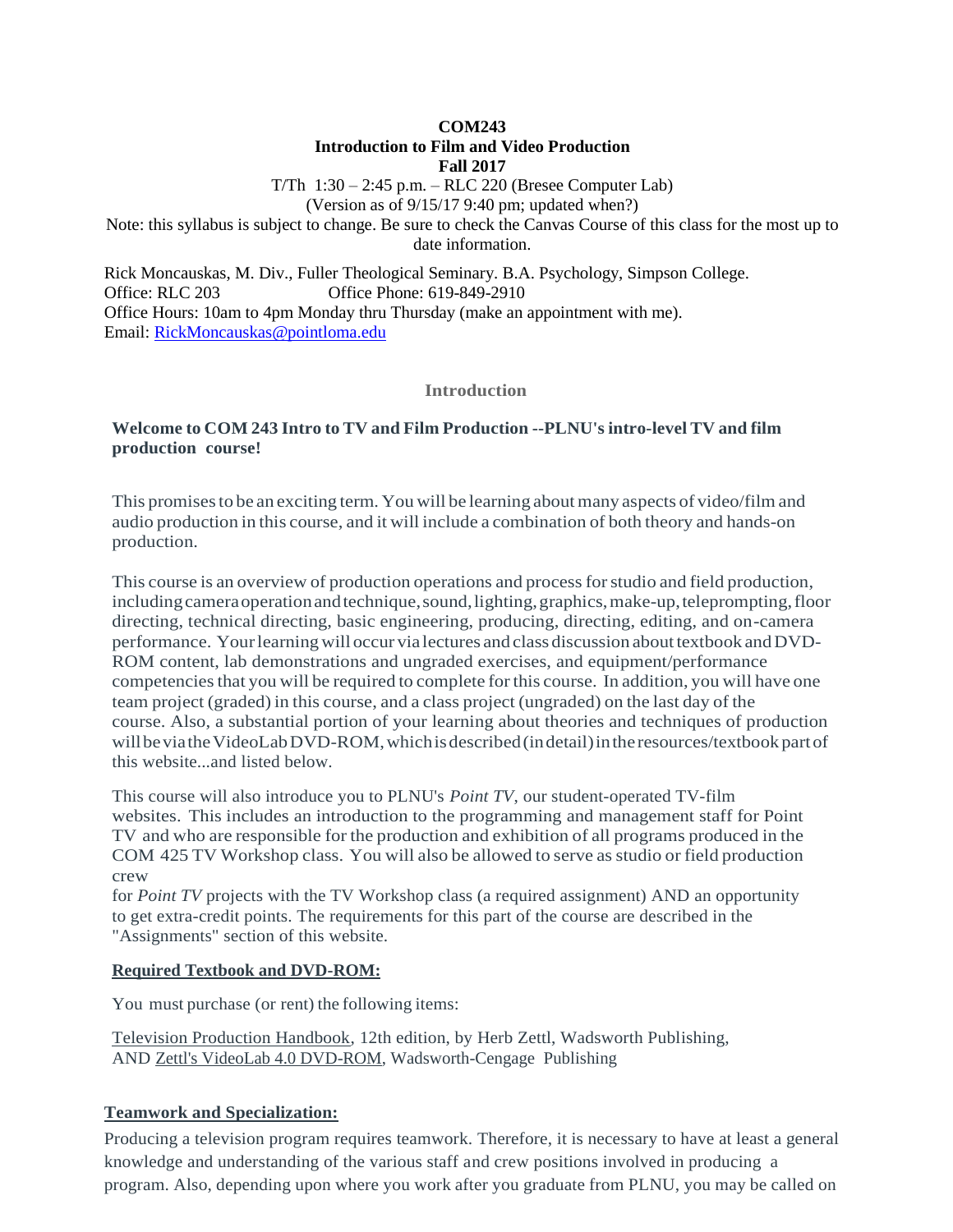**COM243**
**Introduction to Film and Video Production**
**Fall 2017**

T/Th 1:30 – 2:45 p.m. – RLC 220 (Bresee Computer Lab)
(Version as of 9/15/17 9:40 pm; updated when?)
Note: this syllabus is subject to change. Be sure to check the Canvas Course of this class for the most up to date information.

Rick Moncauskas, M. Div., Fuller Theological Seminary. B.A. Psychology, Simpson College.
Office: RLC 203 Office Phone: 619-849-2910
Office Hours: 10am to 4pm Monday thru Thursday (make an appointment with me).
Email: [RickMoncauskas@pointloma.edu](mailto:RickMoncauskas@pointloma.edu)

## Introduction

**Welcome to COM 243 Intro to TV and Film Production --PLNU's intro-level TV and film production course!**

This promises to be an exciting term. You will be learning about many aspects of video/film and audio production in this course, and it will include a combination of both theory and hands-on production.

This course is an overview of production operations and process for studio and field production, including camera operation and technique, sound, lighting, graphics, make-up, teleprompting, floor directing, technical directing, basic engineering, producing, directing, editing, and on-camera performance. Your learning will occur via lectures and class discussion about textbook and DVD-ROM content, lab demonstrations and ungraded exercises, and equipment/performance competencies that you will be required to complete for this course. In addition, you will have one team project (graded) in this course, and a class project (ungraded) on the last day of the course. Also, a substantial portion of your learning about theories and techniques of production will be via the VideoLab DVD-ROM, which is described (in detail) in the resources/textbook part of this website...and listed below.

This course will also introduce you to PLNU's *Point TV*, our student-operated TV-film websites. This includes an introduction to the programming and management staff for Point TV and who are responsible for the production and exhibition of all programs produced in the COM 425 TV Workshop class. You will also be allowed to serve as studio or field production crew for *Point TV* projects with the TV Workshop class (a required assignment) AND an opportunity to get extra-credit points. The requirements for this part of the course are described in the "Assignments" section of this website.

**Required Textbook and DVD-ROM:**

You must purchase (or rent) the following items:

Television Production Handbook, 12th edition, by Herb Zettl, Wadsworth Publishing, AND Zettl's VideoLab 4.0 DVD-ROM, Wadsworth-Cengage Publishing

**Teamwork and Specialization:**

Producing a television program requires teamwork. Therefore, it is necessary to have at least a general knowledge and understanding of the various staff and crew positions involved in producing a program. Also, depending upon where you work after you graduate from PLNU, you may be called on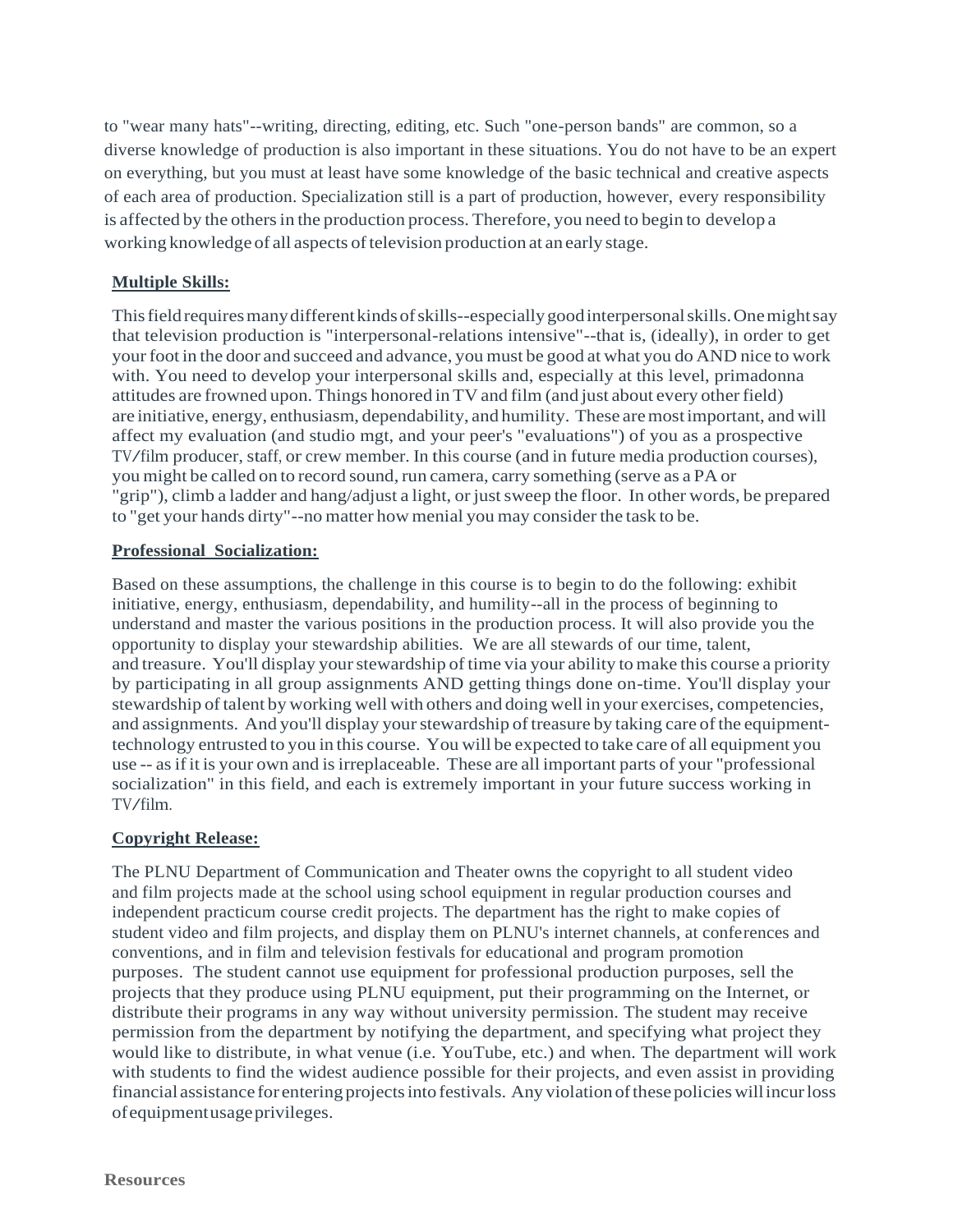to "wear many hats"--writing, directing, editing, etc. Such "one-person bands" are common, so a diverse knowledge of production is also important in these situations. You do not have to be an expert on everything, but you must at least have some knowledge of the basic technical and creative aspects of each area of production. Specialization still is a part of production, however, every responsibility is affected by the others in the production process. Therefore, you need to begin to develop a working knowledge of all aspects of television production at an early stage.

**Multiple Skills:**

This field requires many different kinds of skills--especially good interpersonal skills. One might say that television production is "interpersonal-relations intensive"--that is, (ideally), in order to get your foot in the door and succeed and advance, you must be good at what you do AND nice to work with. You need to develop your interpersonal skills and, especially at this level, primadonna attitudes are frowned upon. Things honored in TV and film (and just about every other field) are initiative, energy, enthusiasm, dependability, and humility. These are most important, and will affect my evaluation (and studio mgt, and your peer's "evaluations") of you as a prospective TV/film producer, staff, or crew member. In this course (and in future media production courses), you might be called on to record sound, run camera, carry something (serve as a PA or "grip"), climb a ladder and hang/adjust a light, or just sweep the floor. In other words, be prepared to "get your hands dirty"--no matter how menial you may consider the task to be.

**Professional Socialization:**

Based on these assumptions, the challenge in this course is to begin to do the following: exhibit initiative, energy, enthusiasm, dependability, and humility--all in the process of beginning to understand and master the various positions in the production process. It will also provide you the opportunity to display your stewardship abilities. We are all stewards of our time, talent, and treasure. You'll display your stewardship of time via your ability to make this course a priority by participating in all group assignments AND getting things done on-time. You'll display your stewardship of talent by working well with others and doing well in your exercises, competencies, and assignments. And you'll display your stewardship of treasure by taking care of the equipment-technology entrusted to you in this course. You will be expected to take care of all equipment you use -- as if it is your own and is irreplaceable. These are all important parts of your "professional socialization" in this field, and each is extremely important in your future success working in TV/film.

**Copyright Release:**

The PLNU Department of Communication and Theater owns the copyright to all student video and film projects made at the school using school equipment in regular production courses and independent practicum course credit projects. The department has the right to make copies of student video and film projects, and display them on PLNU's internet channels, at conferences and conventions, and in film and television festivals for educational and program promotion purposes. The student cannot use equipment for professional production purposes, sell the projects that they produce using PLNU equipment, put their programming on the Internet, or distribute their programs in any way without university permission. The student may receive permission from the department by notifying the department, and specifying what project they would like to distribute, in what venue (i.e. YouTube, etc.) and when. The department will work with students to find the widest audience possible for their projects, and even assist in providing financial assistance for entering projects into festivals. Any violation of these policies will incur loss of equipment usage privileges.

**Resources**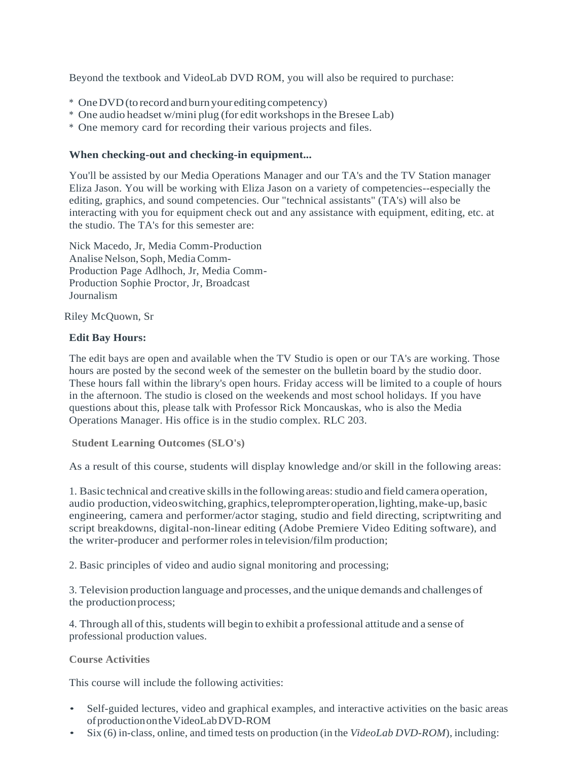Beyond the textbook and VideoLab DVD ROM, you will also be required to purchase:

* One DVD (to record and burn your editing competency)
* One audio headset w/mini plug (for edit workshops in the Bresee Lab)
* One memory card for recording their various projects and files.

**When checking-out and checking-in equipment...**

You'll be assisted by our Media Operations Manager and our TA's and the TV Station manager Eliza Jason. You will be working with Eliza Jason on a variety of competencies--especially the editing, graphics, and sound competencies. Our "technical assistants" (TA's) will also be interacting with you for equipment check out and any assistance with equipment, editing, etc. at the studio. The TA's for this semester are:

Nick Macedo, Jr, Media Comm-Production
Analise Nelson, Soph, Media Comm-Production
Page Adlhoch, Jr, Media Comm-Production
Sophie Proctor, Jr, Broadcast Journalism

Riley McQuown, Sr

**Edit Bay Hours:**

The edit bays are open and available when the TV Studio is open or our TA's are working. Those hours are posted by the second week of the semester on the bulletin board by the studio door. These hours fall within the library's open hours. Friday access will be limited to a couple of hours in the afternoon. The studio is closed on the weekends and most school holidays. If you have questions about this, please talk with Professor Rick Moncauskas, who is also the Media Operations Manager. His office is in the studio complex. RLC 203.

**Student Learning Outcomes (SLO's)**

As a result of this course, students will display knowledge and/or skill in the following areas:

1. Basic technical and creative skills in the following areas: studio and field camera operation, audio production, video switching, graphics, teleprompter operation, lighting, make-up, basic engineering, camera and performer/actor staging, studio and field directing, scriptwriting and script breakdowns, digital-non-linear editing (Adobe Premiere Video Editing software), and the writer-producer and performer roles in television/film production;

2. Basic principles of video and audio signal monitoring and processing;

3. Television production language and processes, and the unique demands and challenges of the production process;

4. Through all of this, students will begin to exhibit a professional attitude and a sense of professional production values.

**Course Activities**

This course will include the following activities:

- Self-guided lectures, video and graphical examples, and interactive activities on the basic areas of production on the VideoLab DVD-ROM
- Six (6) in-class, online, and timed tests on production (in the *VideoLab DVD-ROM*), including: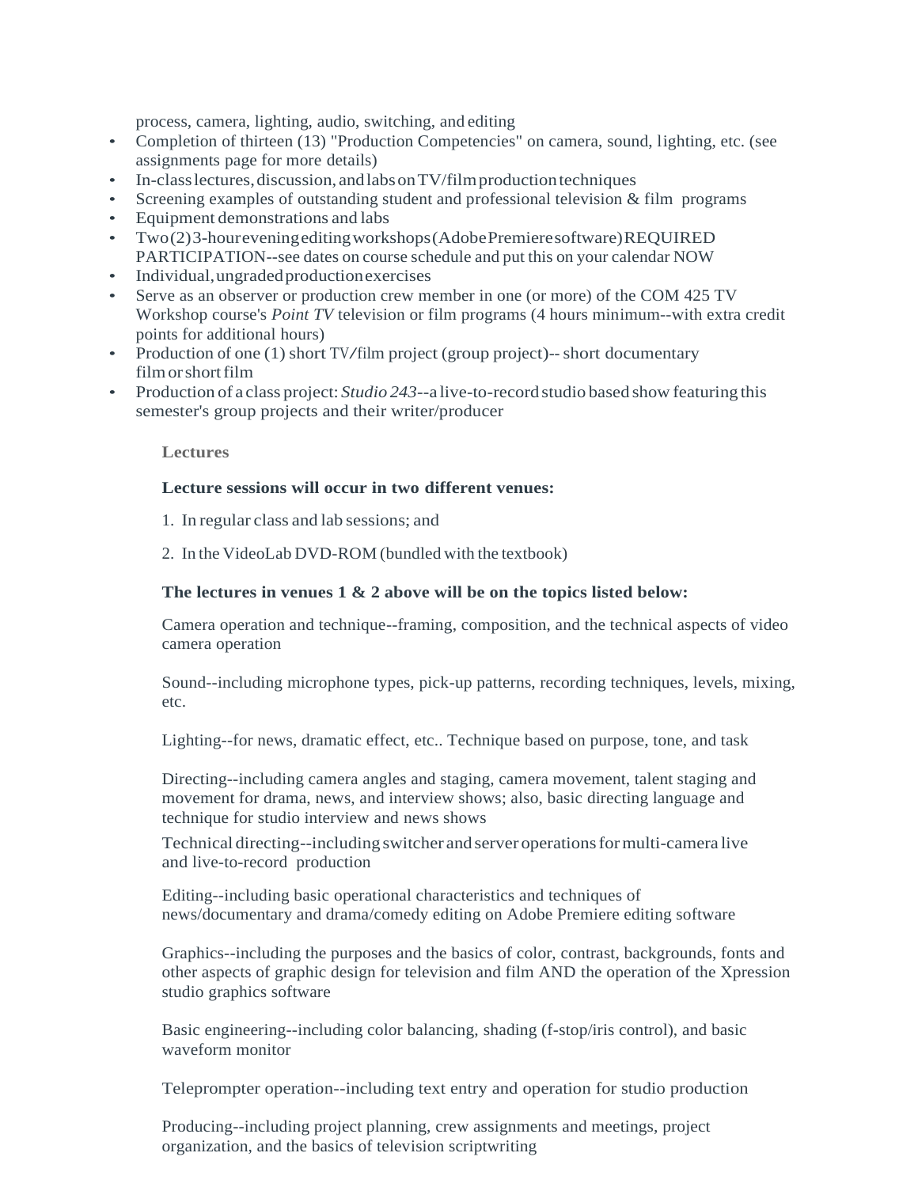process, camera, lighting, audio, switching, and editing

- Completion of thirteen (13) "Production Competencies" on camera, sound, lighting, etc. (see assignments page for more details)
- In-class lectures, discussion, and labs on TV/film production techniques
- Screening examples of outstanding student and professional television & film programs
- Equipment demonstrations and labs
- Two (2) 3-hour evening editing workshops (Adobe Premiere software) REQUIRED PARTICIPATION--see dates on course schedule and put this on your calendar NOW
- Individual, ungraded production exercises
- Serve as an observer or production crew member in one (or more) of the COM 425 TV Workshop course's *Point TV* television or film programs (4 hours minimum--with extra credit points for additional hours)
- Production of one (1) short TV/film project (group project)-- short documentary film or short film
- Production of a class project: *Studio 243*--a live-to-record studio based show featuring this semester's group projects and their writer/producer

**Lectures**

**Lecture sessions will occur in two different venues:**

1. In regular class and lab sessions; and
2. In the VideoLab DVD-ROM (bundled with the textbook)

**The lectures in venues 1 & 2 above will be on the topics listed below:**

Camera operation and technique--framing, composition, and the technical aspects of video camera operation

Sound--including microphone types, pick-up patterns, recording techniques, levels, mixing, etc.

Lighting--for news, dramatic effect, etc.. Technique based on purpose, tone, and task

Directing--including camera angles and staging, camera movement, talent staging and movement for drama, news, and interview shows; also, basic directing language and technique for studio interview and news shows

Technical directing--including switcher and server operations for multi-camera live and live-to-record production

Editing--including basic operational characteristics and techniques of news/documentary and drama/comedy editing on Adobe Premiere editing software

Graphics--including the purposes and the basics of color, contrast, backgrounds, fonts and other aspects of graphic design for television and film AND the operation of the Xpression studio graphics software

Basic engineering--including color balancing, shading (f-stop/iris control), and basic waveform monitor

Teleprompter operation--including text entry and operation for studio production

Producing--including project planning, crew assignments and meetings, project organization, and the basics of television scriptwriting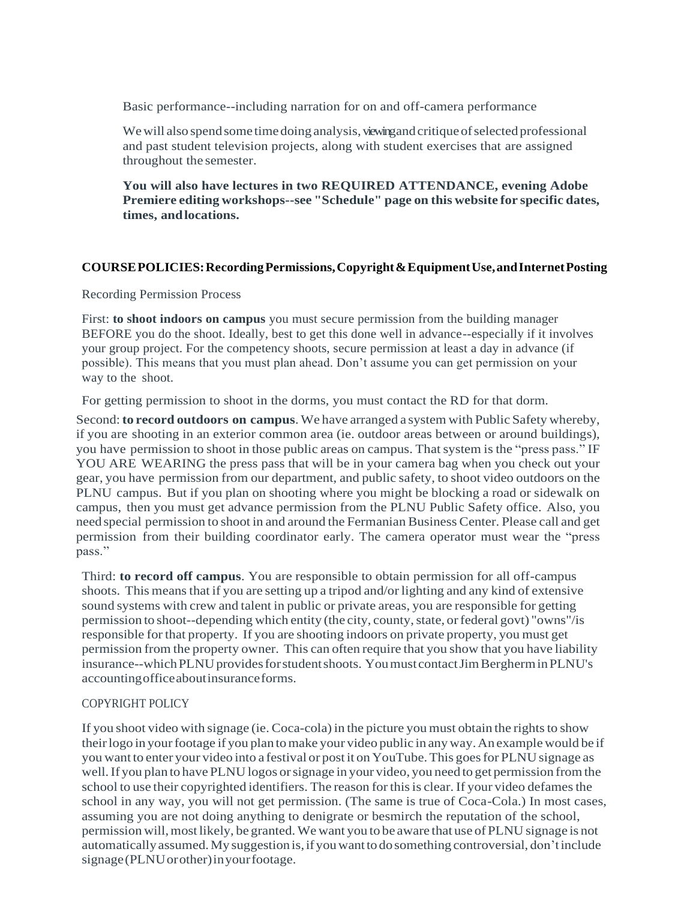Basic performance--including narration for on and off-camera performance

We will also spend some time doing analysis, viewing and critique of selected professional and past student television projects, along with student exercises that are assigned throughout the semester.

**You will also have lectures in two REQUIRED ATTENDANCE, evening Adobe Premiere editing workshops--see "Schedule" page on this website for specific dates, times, and locations.**

## COURSE POLICIES: Recording Permissions, Copyright & Equipment Use, and Internet Posting

Recording Permission Process

First: **to shoot indoors on campus** you must secure permission from the building manager BEFORE you do the shoot. Ideally, best to get this done well in advance--especially if it involves your group project. For the competency shoots, secure permission at least a day in advance (if possible). This means that you must plan ahead. Don't assume you can get permission on your way to the shoot.

For getting permission to shoot in the dorms, you must contact the RD for that dorm.

Second: **to record outdoors on campus**. We have arranged a system with Public Safety whereby, if you are shooting in an exterior common area (ie. outdoor areas between or around buildings), you have permission to shoot in those public areas on campus. That system is the "press pass." IF YOU ARE WEARING the press pass that will be in your camera bag when you check out your gear, you have permission from our department, and public safety, to shoot video outdoors on the PLNU campus. But if you plan on shooting where you might be blocking a road or sidewalk on campus, then you must get advance permission from the PLNU Public Safety office. Also, you need special permission to shoot in and around the Fermanian Business Center. Please call and get permission from their building coordinator early. The camera operator must wear the "press pass."

Third: **to record off campus**. You are responsible to obtain permission for all off-campus shoots. This means that if you are setting up a tripod and/or lighting and any kind of extensive sound systems with crew and talent in public or private areas, you are responsible for getting permission to shoot--depending which entity (the city, county, state, or federal govt) "owns"/is responsible for that property. If you are shooting indoors on private property, you must get permission from the property owner. This can often require that you show that you have liability insurance--which PLNU provides for student shoots. You must contact Jim Bergherm in PLNU's accounting office about insurance forms.

COPYRIGHT POLICY

If you shoot video with signage (ie. Coca-cola) in the picture you must obtain the rights to show their logo in your footage if you plan to make your video public in any way. An example would be if you want to enter your video into a festival or post it on YouTube. This goes for PLNU signage as well. If you plan to have PLNU logos or signage in your video, you need to get permission from the school to use their copyrighted identifiers. The reason for this is clear. If your video defames the school in any way, you will not get permission. (The same is true of Coca-Cola.) In most cases, assuming you are not doing anything to denigrate or besmirch the reputation of the school, permission will, most likely, be granted. We want you to be aware that use of PLNU signage is not automatically assumed. My suggestion is, if you want to do something controversial, don't include signage (PLNU or other) in your footage.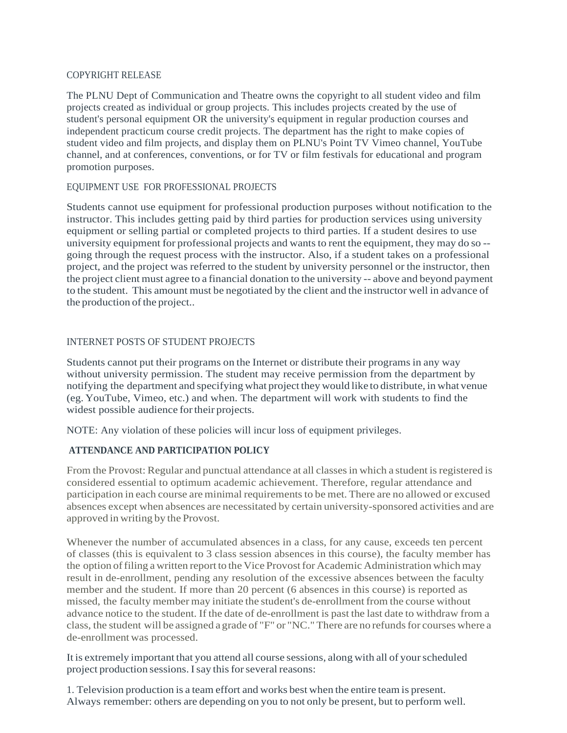## COPYRIGHT RELEASE

The PLNU Dept of Communication and Theatre owns the copyright to all student video and film projects created as individual or group projects. This includes projects created by the use of student's personal equipment OR the university's equipment in regular production courses and independent practicum course credit projects. The department has the right to make copies of student video and film projects, and display them on PLNU's Point TV Vimeo channel, YouTube channel, and at conferences, conventions, or for TV or film festivals for educational and program promotion purposes.

## EQUIPMENT USE FOR PROFESSIONAL PROJECTS

Students cannot use equipment for professional production purposes without notification to the instructor. This includes getting paid by third parties for production services using university equipment or selling partial or completed projects to third parties. If a student desires to use university equipment for professional projects and wants to rent the equipment, they may do so -- going through the request process with the instructor. Also, if a student takes on a professional project, and the project was referred to the student by university personnel or the instructor, then the project client must agree to a financial donation to the university -- above and beyond payment to the student. This amount must be negotiated by the client and the instructor well in advance of the production of the project..

## INTERNET POSTS OF STUDENT PROJECTS

Students cannot put their programs on the Internet or distribute their programs in any way without university permission. The student may receive permission from the department by notifying the department and specifying what project they would like to distribute, in what venue (eg. YouTube, Vimeo, etc.) and when. The department will work with students to find the widest possible audience for their projects.

NOTE: Any violation of these policies will incur loss of equipment privileges.

## ATTENDANCE AND PARTICIPATION POLICY

From the Provost: Regular and punctual attendance at all classes in which a student is registered is considered essential to optimum academic achievement. Therefore, regular attendance and participation in each course are minimal requirements to be met. There are no allowed or excused absences except when absences are necessitated by certain university-sponsored activities and are approved in writing by the Provost.

Whenever the number of accumulated absences in a class, for any cause, exceeds ten percent of classes (this is equivalent to 3 class session absences in this course), the faculty member has the option of filing a written report to the Vice Provost for Academic Administration which may result in de-enrollment, pending any resolution of the excessive absences between the faculty member and the student. If more than 20 percent (6 absences in this course) is reported as missed, the faculty member may initiate the student's de-enrollment from the course without advance notice to the student. If the date of de-enrollment is past the last date to withdraw from a class, the student will be assigned a grade of "F" or "NC." There are no refunds for courses where a de-enrollment was processed.

It is extremely important that you attend all course sessions, along with all of your scheduled project production sessions. I say this for several reasons:

1. Television production is a team effort and works best when the entire team is present. Always remember: others are depending on you to not only be present, but to perform well.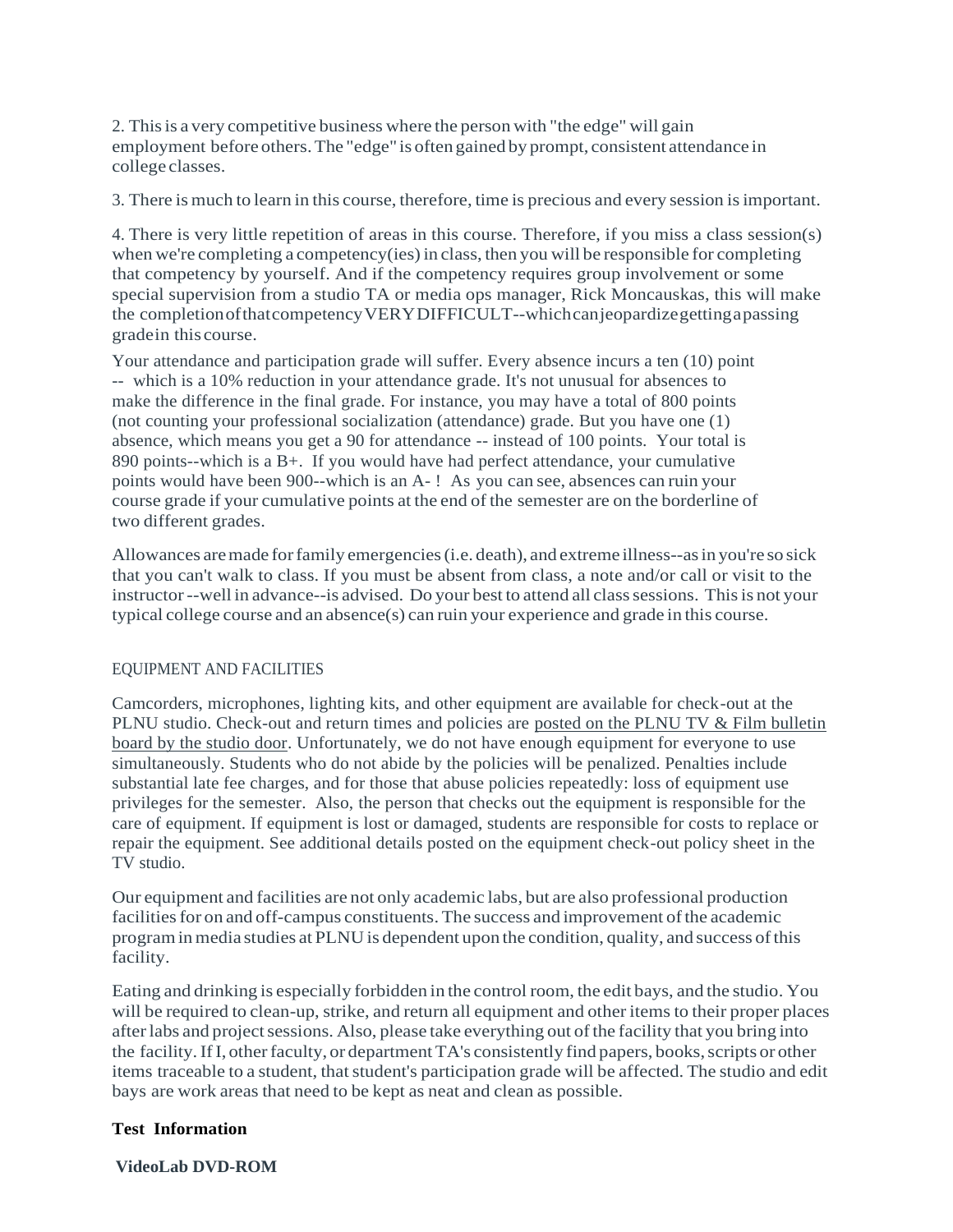2. This is a very competitive business where the person with "the edge" will gain employment before others. The "edge" is often gained by prompt, consistent attendance in college classes.

3. There is much to learn in this course, therefore, time is precious and every session is important.

4. There is very little repetition of areas in this course. Therefore, if you miss a class session(s) when we're completing a competency(ies) in class, then you will be responsible for completing that competency by yourself. And if the competency requires group involvement or some special supervision from a studio TA or media ops manager, Rick Moncauskas, this will make the completion of that competency VERY DIFFICULT--which can jeopardize getting a passing grade in this course.

Your attendance and participation grade will suffer. Every absence incurs a ten (10) point -- which is a 10% reduction in your attendance grade. It's not unusual for absences to make the difference in the final grade. For instance, you may have a total of 800 points (not counting your professional socialization (attendance) grade. But you have one (1) absence, which means you get a 90 for attendance -- instead of 100 points. Your total is 890 points--which is a B+. If you would have had perfect attendance, your cumulative points would have been 900--which is an A- ! As you can see, absences can ruin your course grade if your cumulative points at the end of the semester are on the borderline of two different grades.

Allowances are made for family emergencies (i.e. death), and extreme illness--as in you're so sick that you can't walk to class. If you must be absent from class, a note and/or call or visit to the instructor --well in advance--is advised. Do your best to attend all class sessions. This is not your typical college course and an absence(s) can ruin your experience and grade in this course.

## EQUIPMENT AND FACILITIES

Camcorders, microphones, lighting kits, and other equipment are available for check-out at the PLNU studio. Check-out and return times and policies are posted on the PLNU TV & Film bulletin board by the studio door. Unfortunately, we do not have enough equipment for everyone to use simultaneously. Students who do not abide by the policies will be penalized. Penalties include substantial late fee charges, and for those that abuse policies repeatedly: loss of equipment use privileges for the semester. Also, the person that checks out the equipment is responsible for the care of equipment. If equipment is lost or damaged, students are responsible for costs to replace or repair the equipment. See additional details posted on the equipment check-out policy sheet in the TV studio.

Our equipment and facilities are not only academic labs, but are also professional production facilities for on and off-campus constituents. The success and improvement of the academic program in media studies at PLNU is dependent upon the condition, quality, and success of this facility.

Eating and drinking is especially forbidden in the control room, the edit bays, and the studio. You will be required to clean-up, strike, and return all equipment and other items to their proper places after labs and project sessions. Also, please take everything out of the facility that you bring into the facility. If I, other faculty, or department TA's consistently find papers, books, scripts or other items traceable to a student, that student's participation grade will be affected. The studio and edit bays are work areas that need to be kept as neat and clean as possible.

**Test Information**

**VideoLab DVD-ROM**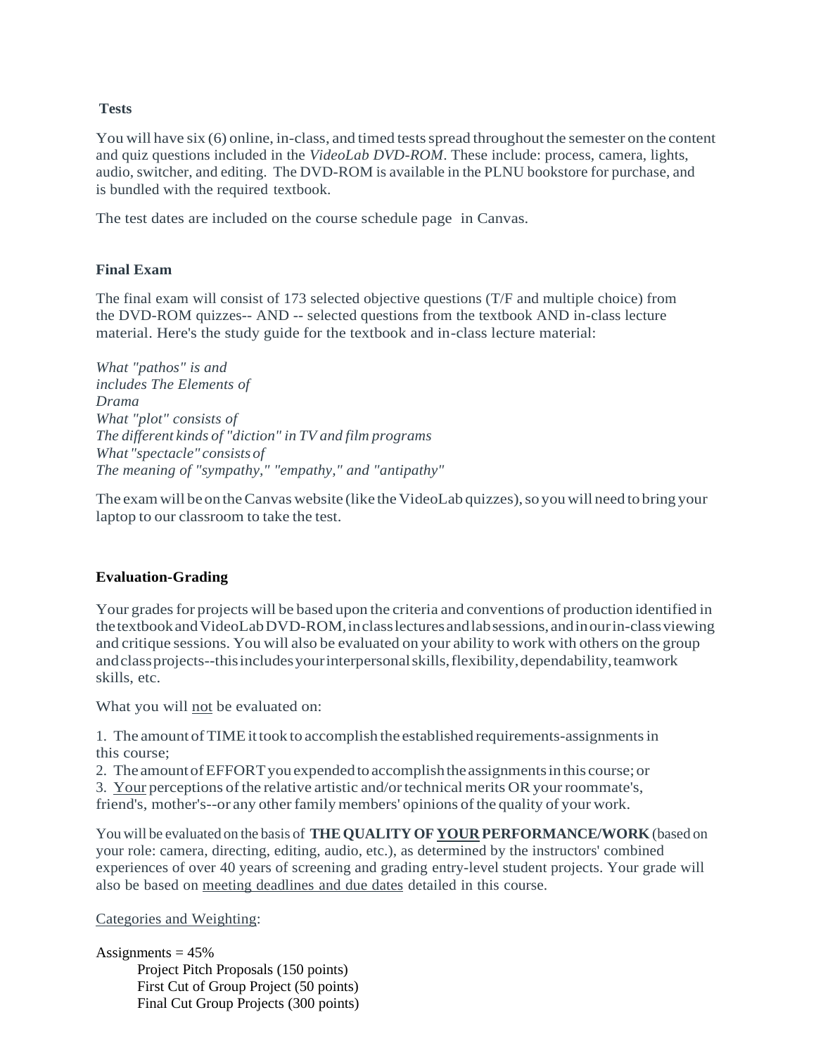### Tests

You will have six (6) online, in-class, and timed tests spread throughout the semester on the content and quiz questions included in the *VideoLab DVD-ROM*. These include: process, camera, lights, audio, switcher, and editing. The DVD-ROM is available in the PLNU bookstore for purchase, and is bundled with the required textbook.

The test dates are included on the course schedule page in Canvas.

### Final Exam

The final exam will consist of 173 selected objective questions (T/F and multiple choice) from the DVD-ROM quizzes-- AND -- selected questions from the textbook AND in-class lecture material. Here's the study guide for the textbook and in-class lecture material:

*What "pathos" is and includes The Elements of Drama*
*What "plot" consists of*
*The different kinds of "diction" in TV and film programs*
*What "spectacle" consists of*
*The meaning of "sympathy," "empathy," and "antipathy"*

The exam will be on the Canvas website (like the VideoLab quizzes), so you will need to bring your laptop to our classroom to take the test.

### Evaluation-Grading

Your grades for projects will be based upon the criteria and conventions of production identified in the textbook and VideoLab DVD-ROM, in class lectures and lab sessions, and in our in-class viewing and critique sessions. You will also be evaluated on your ability to work with others on the group and class projects--this includes your interpersonal skills, flexibility, dependability, teamwork skills, etc.

What you will <u>not</u> be evaluated on:

1. The amount of TIME it took to accomplish the established requirements-assignments in this course;
2. The amount of EFFORT you expended to accomplish the assignments in this course; or
3. <u>Your</u> perceptions of the relative artistic and/or technical merits OR your roommate's, friend's, mother's--or any other family members' opinions of the quality of your work.

You will be evaluated on the basis of **THE QUALITY OF <u>YOUR</u> PERFORMANCE/WORK** (based on your role: camera, directing, editing, audio, etc.), as determined by the instructors' combined experiences of over 40 years of screening and grading entry-level student projects. Your grade will also be based on <u>meeting deadlines and due dates</u> detailed in this course.

<u>Categories and Weighting</u>:

Assignments = 45%
- Project Pitch Proposals (150 points)
- First Cut of Group Project (50 points)
- Final Cut Group Projects (300 points)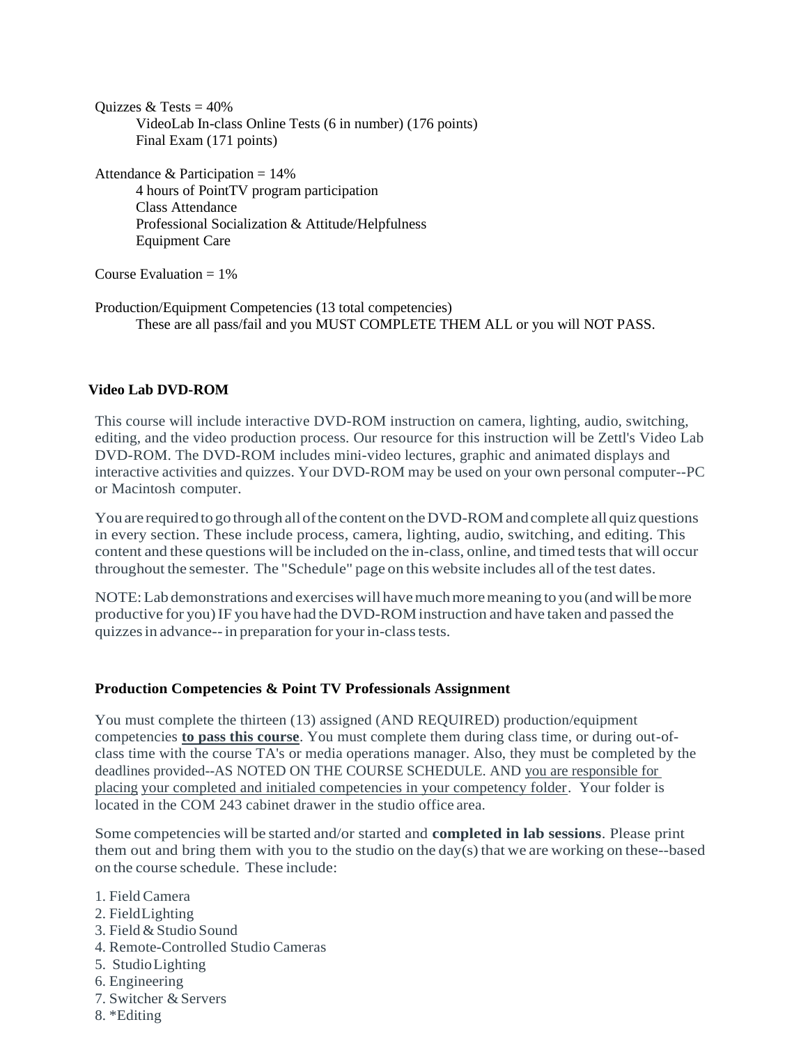Quizzes & Tests = 40%

- VideoLab In-class Online Tests (6 in number) (176 points)
- Final Exam (171 points)

Attendance & Participation = 14%

- 4 hours of PointTV program participation
- Class Attendance
- Professional Socialization & Attitude/Helpfulness
- Equipment Care

Course Evaluation = 1%

Production/Equipment Competencies (13 total competencies)

These are all pass/fail and you MUST COMPLETE THEM ALL or you will NOT PASS.

**Video Lab DVD-ROM**

This course will include interactive DVD-ROM instruction on camera, lighting, audio, switching, editing, and the video production process. Our resource for this instruction will be Zettl's Video Lab DVD-ROM. The DVD-ROM includes mini-video lectures, graphic and animated displays and interactive activities and quizzes. Your DVD-ROM may be used on your own personal computer--PC or Macintosh computer.

You are required to go through all of the content on the DVD-ROM and complete all quiz questions in every section. These include process, camera, lighting, audio, switching, and editing. This content and these questions will be included on the in-class, online, and timed tests that will occur throughout the semester. The "Schedule" page on this website includes all of the test dates.

NOTE: Lab demonstrations and exercises will have much more meaning to you (and will be more productive for you) IF you have had the DVD-ROM instruction and have taken and passed the quizzes in advance-- in preparation for your in-class tests.

**Production Competencies & Point TV Professionals Assignment**

You must complete the thirteen (13) assigned (AND REQUIRED) production/equipment competencies **to pass this course**. You must complete them during class time, or during out-of-class time with the course TA's or media operations manager. Also, they must be completed by the deadlines provided--AS NOTED ON THE COURSE SCHEDULE. AND you are responsible for placing your completed and initialed competencies in your competency folder. Your folder is located in the COM 243 cabinet drawer in the studio office area.

Some competencies will be started and/or started and **completed in lab sessions**. Please print them out and bring them with you to the studio on the day(s) that we are working on these--based on the course schedule. These include:

1. Field Camera
2. Field Lighting
3. Field & Studio Sound
4. Remote-Controlled Studio Cameras
5. Studio Lighting
6. Engineering
7. Switcher & Servers
8. *Editing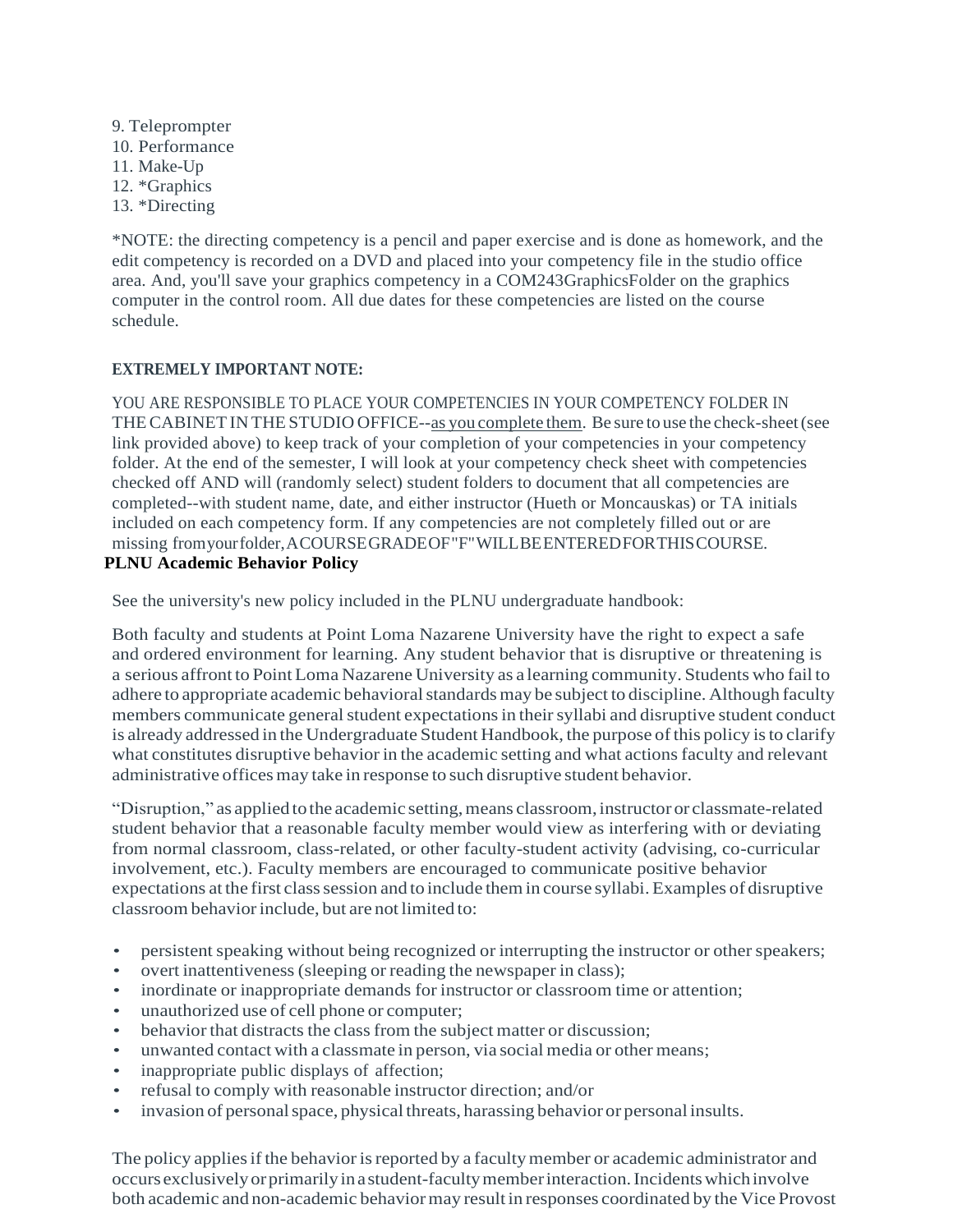9. Teleprompter
10. Performance
11. Make-Up
12. *Graphics
13. *Directing

*NOTE: the directing competency is a pencil and paper exercise and is done as homework, and the edit competency is recorded on a DVD and placed into your competency file in the studio office area. And, you'll save your graphics competency in a COM243GraphicsFolder on the graphics computer in the control room. All due dates for these competencies are listed on the course schedule.

**EXTREMELY IMPORTANT NOTE:**

YOU ARE RESPONSIBLE TO PLACE YOUR COMPETENCIES IN YOUR COMPETENCY FOLDER IN THE CABINET IN THE STUDIO OFFICE--as you complete them. Be sure to use the check-sheet (see link provided above) to keep track of your completion of your competencies in your competency folder. At the end of the semester, I will look at your competency check sheet with competencies checked off AND will (randomly select) student folders to document that all competencies are completed--with student name, date, and either instructor (Hueth or Moncauskas) or TA initials included on each competency form. If any competencies are not completely filled out or are missing from your folder, A COURSE GRADE OF "F" WILL BE ENTERED FOR THIS COURSE.

**PLNU Academic Behavior Policy**

See the university's new policy included in the PLNU undergraduate handbook:

Both faculty and students at Point Loma Nazarene University have the right to expect a safe and ordered environment for learning. Any student behavior that is disruptive or threatening is a serious affront to Point Loma Nazarene University as a learning community. Students who fail to adhere to appropriate academic behavioral standards may be subject to discipline. Although faculty members communicate general student expectations in their syllabi and disruptive student conduct is already addressed in the Undergraduate Student Handbook, the purpose of this policy is to clarify what constitutes disruptive behavior in the academic setting and what actions faculty and relevant administrative offices may take in response to such disruptive student behavior.

"Disruption," as applied to the academic setting, means classroom, instructor or classmate-related student behavior that a reasonable faculty member would view as interfering with or deviating from normal classroom, class-related, or other faculty-student activity (advising, co-curricular involvement, etc.). Faculty members are encouraged to communicate positive behavior expectations at the first class session and to include them in course syllabi. Examples of disruptive classroom behavior include, but are not limited to:

- persistent speaking without being recognized or interrupting the instructor or other speakers;
- overt inattentiveness (sleeping or reading the newspaper in class);
- inordinate or inappropriate demands for instructor or classroom time or attention;
- unauthorized use of cell phone or computer;
- behavior that distracts the class from the subject matter or discussion;
- unwanted contact with a classmate in person, via social media or other means;
- inappropriate public displays of affection;
- refusal to comply with reasonable instructor direction; and/or
- invasion of personal space, physical threats, harassing behavior or personal insults.

The policy applies if the behavior is reported by a faculty member or academic administrator and occurs exclusively or primarily in a student-faculty member interaction. Incidents which involve both academic and non-academic behavior may result in responses coordinated by the Vice Provost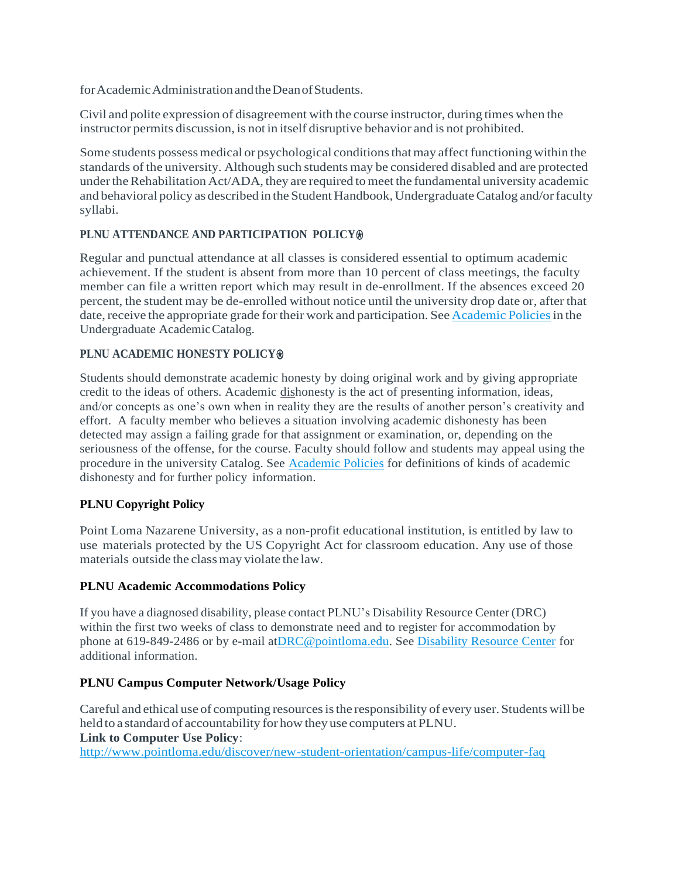for Academic Administration and the Dean of Students.

Civil and polite expression of disagreement with the course instructor, during times when the instructor permits discussion, is not in itself disruptive behavior and is not prohibited.

Some students possess medical or psychological conditions that may affect functioning within the standards of the university. Although such students may be considered disabled and are protected under the Rehabilitation Act/ADA, they are required to meet the fundamental university academic and behavioral policy as described in the Student Handbook, Undergraduate Catalog and/or faculty syllabi.

**PLNU ATTENDANCE AND PARTICIPATION POLICY⍟**

Regular and punctual attendance at all classes is considered essential to optimum academic achievement. If the student is absent from more than 10 percent of class meetings, the faculty member can file a written report which may result in de-enrollment. If the absences exceed 20 percent, the student may be de-enrolled without notice until the university drop date or, after that date, receive the appropriate grade for their work and participation. See Academic Policies in the Undergraduate Academic Catalog.

**PLNU ACADEMIC HONESTY POLICY⍟**

Students should demonstrate academic honesty by doing original work and by giving appropriate credit to the ideas of others. Academic dishonesty is the act of presenting information, ideas, and/or concepts as one's own when in reality they are the results of another person's creativity and effort. A faculty member who believes a situation involving academic dishonesty has been detected may assign a failing grade for that assignment or examination, or, depending on the seriousness of the offense, for the course. Faculty should follow and students may appeal using the procedure in the university Catalog. See Academic Policies for definitions of kinds of academic dishonesty and for further policy information.

**PLNU Copyright Policy**

Point Loma Nazarene University, as a non-profit educational institution, is entitled by law to use materials protected by the US Copyright Act for classroom education. Any use of those materials outside the class may violate the law.

**PLNU Academic Accommodations Policy**

If you have a diagnosed disability, please contact PLNU's Disability Resource Center (DRC) within the first two weeks of class to demonstrate need and to register for accommodation by phone at 619-849-2486 or by e-mail atDRC@pointloma.edu. See Disability Resource Center for additional information.

**PLNU Campus Computer Network/Usage Policy**

Careful and ethical use of computing resources is the responsibility of every user. Students will be held to a standard of accountability for how they use computers at PLNU.
**Link to Computer Use Policy**:
http://www.pointloma.edu/discover/new-student-orientation/campus-life/computer-faq